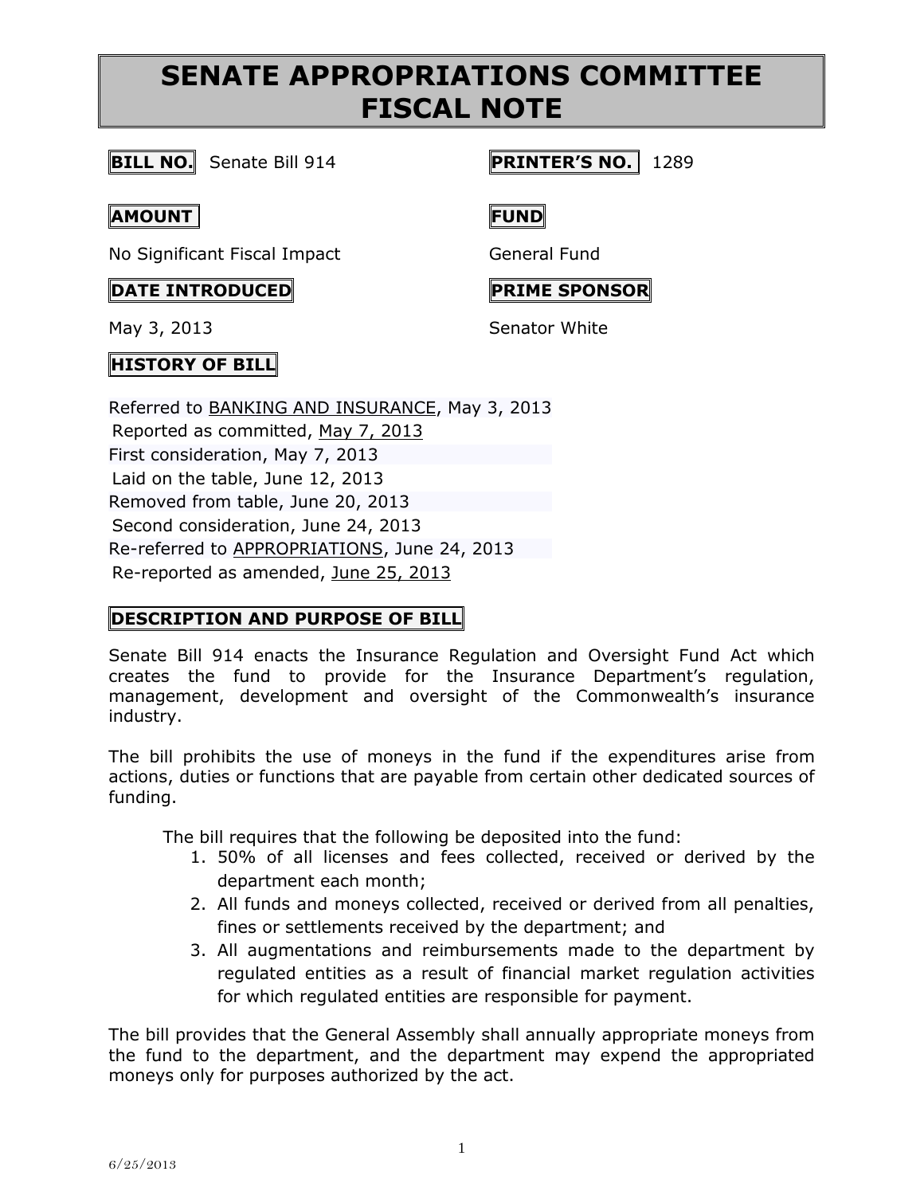# SENATE APPROPRIATIONS COMMITTEE FISCAL NOTE

**BILL NO.** Senate Bill 914

**PRINTER'S NO.** 1289

**AMOUNT**

No Significant Fiscal Impact

**FUND**

General Fund

**DATE INTRODUCED**

May 3, 2013

**PRIME SPONSOR**

Senator White

**HISTORY OF BILL**

Referred to BANKING AND INSURANCE, May 3, 2013
Reported as committed, May 7, 2013
First consideration, May 7, 2013
Laid on the table, June 12, 2013
Removed from table, June 20, 2013
Second consideration, June 24, 2013
Re-referred to APPROPRIATIONS, June 24, 2013
Re-reported as amended, June 25, 2013

**DESCRIPTION AND PURPOSE OF BILL**

Senate Bill 914 enacts the Insurance Regulation and Oversight Fund Act which creates the fund to provide for the Insurance Department's regulation, management, development and oversight of the Commonwealth's insurance industry.

The bill prohibits the use of moneys in the fund if the expenditures arise from actions, duties or functions that are payable from certain other dedicated sources of funding.

The bill requires that the following be deposited into the fund:

1. 50% of all licenses and fees collected, received or derived by the department each month;
2. All funds and moneys collected, received or derived from all penalties, fines or settlements received by the department; and
3. All augmentations and reimbursements made to the department by regulated entities as a result of financial market regulation activities for which regulated entities are responsible for payment.

The bill provides that the General Assembly shall annually appropriate moneys from the fund to the department, and the department may expend the appropriated moneys only for purposes authorized by the act.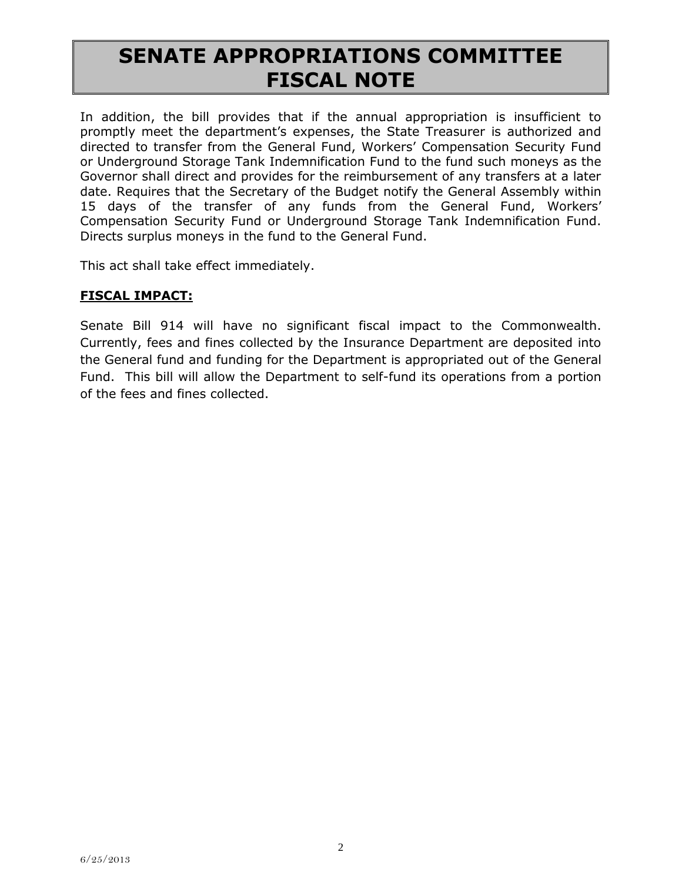# SENATE APPROPRIATIONS COMMITTEE FISCAL NOTE

In addition, the bill provides that if the annual appropriation is insufficient to promptly meet the department's expenses, the State Treasurer is authorized and directed to transfer from the General Fund, Workers' Compensation Security Fund or Underground Storage Tank Indemnification Fund to the fund such moneys as the Governor shall direct and provides for the reimbursement of any transfers at a later date. Requires that the Secretary of the Budget notify the General Assembly within 15 days of the transfer of any funds from the General Fund, Workers' Compensation Security Fund or Underground Storage Tank Indemnification Fund. Directs surplus moneys in the fund to the General Fund.

This act shall take effect immediately.

**FISCAL IMPACT:**

Senate Bill 914 will have no significant fiscal impact to the Commonwealth. Currently, fees and fines collected by the Insurance Department are deposited into the General fund and funding for the Department is appropriated out of the General Fund. This bill will allow the Department to self-fund its operations from a portion of the fees and fines collected.

6/25/2013